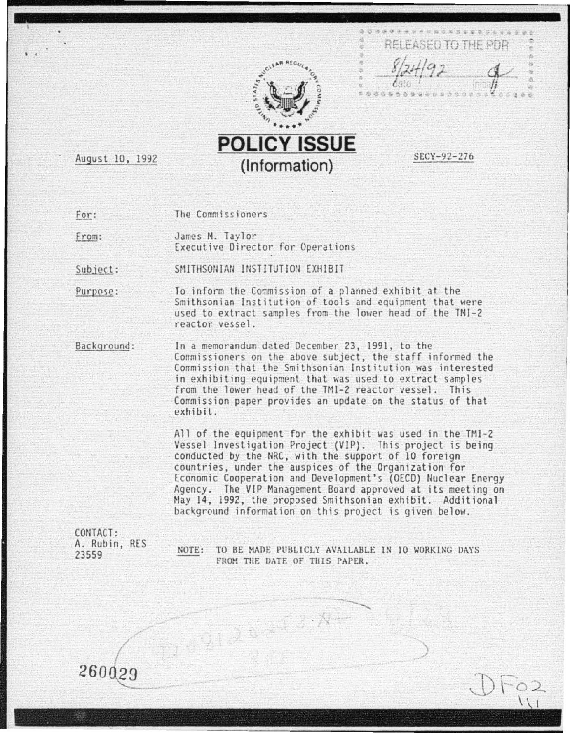RELEASED TO THE PDR

8/24/92

August 10, 1992

# POLICY ISSUE
## (Information)

SECY-92-276

For: The Commissioners

From: James M. Taylor
Executive Director for Operations

Subject: SMITHSONIAN INSTITUTION EXHIBIT

Purpose: To inform the Commission of a planned exhibit at the Smithsonian Institution of tools and equipment that were used to extract samples from the lower head of the TMI-2 reactor vessel.

Background: In a memorandum dated December 23, 1991, to the Commissioners on the above subject, the staff informed the Commission that the Smithsonian Institution was interested in exhibiting equipment that was used to extract samples from the lower head of the TMI-2 reactor vessel. This Commission paper provides an update on the status of that exhibit.

All of the equipment for the exhibit was used in the TMI-2 Vessel Investigation Project (VIP). This project is being conducted by the NRC, with the support of 10 foreign countries, under the auspices of the Organization for Economic Cooperation and Development's (OECD) Nuclear Energy Agency. The VIP Management Board approved at its meeting on May 14, 1992, the proposed Smithsonian exhibit. Additional background information on this project is given below.

CONTACT:
A. Rubin, RES
23559

NOTE: TO BE MADE PUBLICLY AVAILABLE IN 10 WORKING DAYS FROM THE DATE OF THIS PAPER.

260029

DF02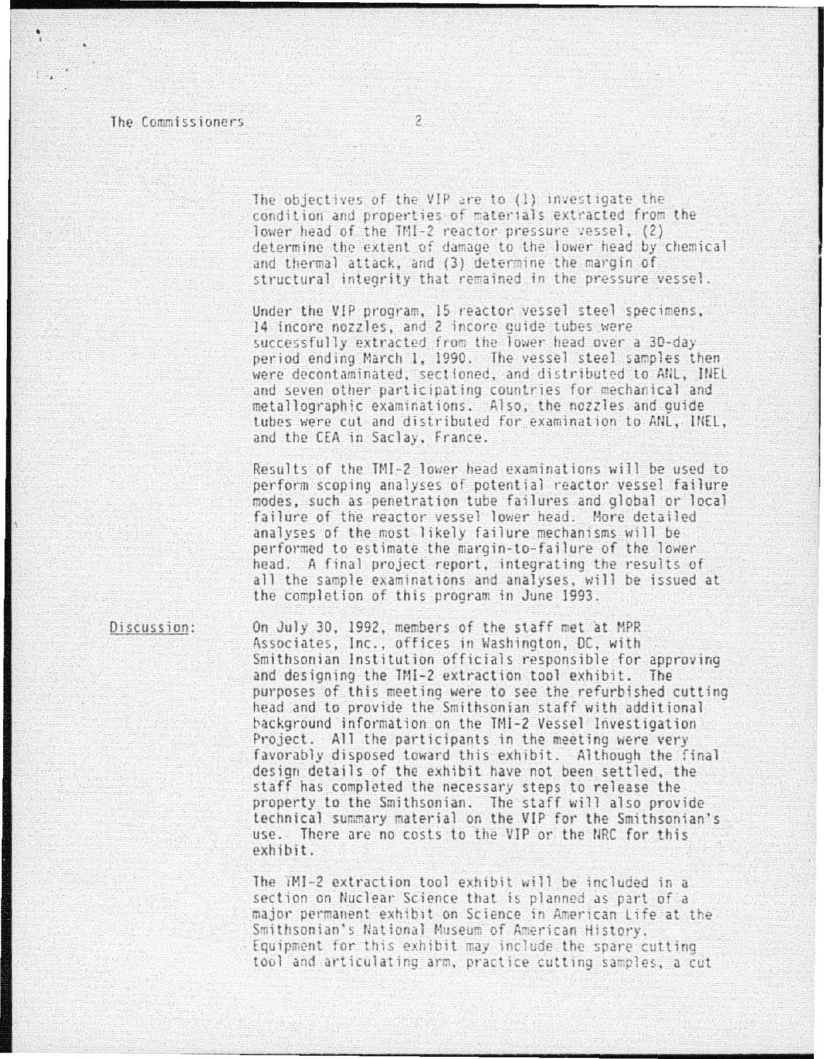The objectives of the VIP are to (1) investigate the condition and properties of materials extracted from the lower head of the TMI-2 reactor pressure vessel, (2) determine the extent of damage to the lower head by chemical and thermal attack, and (3) determine the margin of structural integrity that remained in the pressure vessel.

Under the VIP program, 15 reactor vessel steel specimens, 14 incore nozzles, and 2 incore guide tubes were successfully extracted from the lower head over a 30-day period ending March 1, 1990. The vessel steel samples then were decontaminated, sectioned, and distributed to ANL, INEL and seven other participating countries for mechanical and metallographic examinations. Also, the nozzles and guide tubes were cut and distributed for examination to ANL, INEL, and the CEA in Saclay, France.

Results of the TMI-2 lower head examinations will be used to perform scoping analyses of potential reactor vessel failure modes, such as penetration tube failures and global or local failure of the reactor vessel lower head. More detailed analyses of the most likely failure mechanisms will be performed to estimate the margin-to-failure of the lower head. A final project report, integrating the results of all the sample examinations and analyses, will be issued at the completion of this program in June 1993.

Discussion: On July 30, 1992, members of the staff met at MPR Associates, Inc., offices in Washington, DC, with Smithsonian Institution officials responsible for approving and designing the TMI-2 extraction tool exhibit. The purposes of this meeting were to see the refurbished cutting head and to provide the Smithsonian staff with additional background information on the TMI-2 Vessel Investigation Project. All the participants in the meeting were very favorably disposed toward this exhibit. Although the final design details of the exhibit have not been settled, the staff has completed the necessary steps to release the property to the Smithsonian. The staff will also provide technical summary material on the VIP for the Smithsonian's use. There are no costs to the VIP or the NRC for this exhibit.

The TMI-2 extraction tool exhibit will be included in a section on Nuclear Science that is planned as part of a major permanent exhibit on Science in American Life at the Smithsonian's National Museum of American History. Equipment for this exhibit may include the spare cutting tool and articulating arm, practice cutting samples, a cut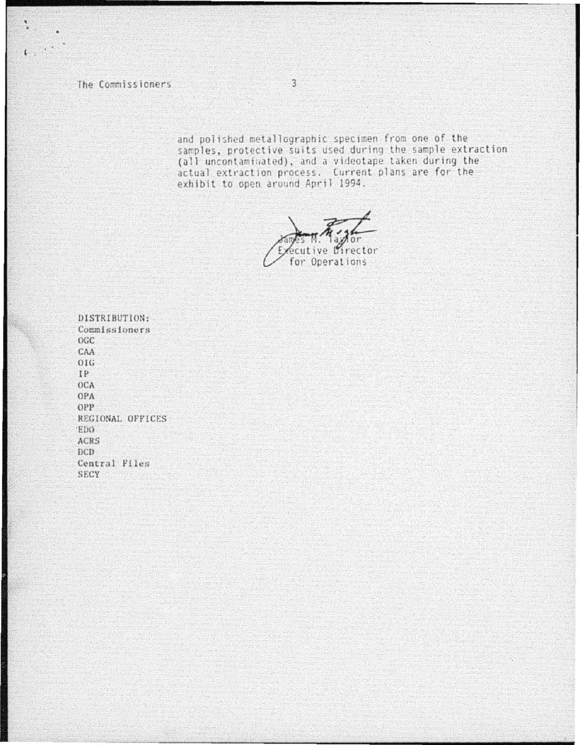and polished metallographic specimen from one of the samples, protective suits used during the sample extraction (all uncontaminated), and a videotape taken during the actual extraction process. Current plans are for the exhibit to open around April 1994.

James M. Taylor
Executive Director
for Operations

DISTRIBUTION:
Commissioners
OGC
CAA
OIG
IP
OCA
OPA
OPP
REGIONAL OFFICES
EDO
ACRS
DCD
Central Files
SECY